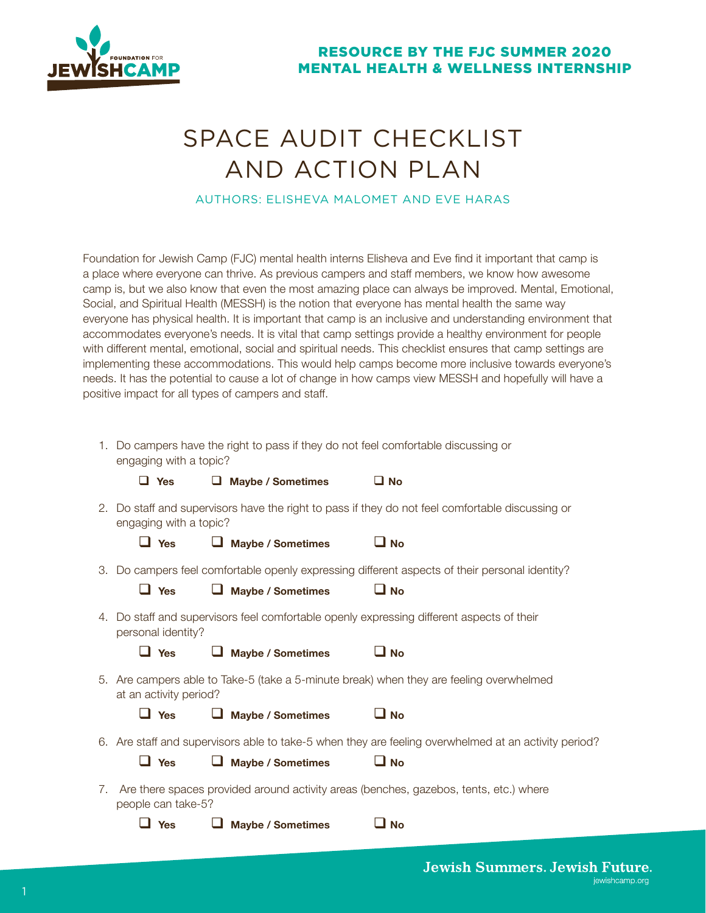RESOURCE BY THE FJC SUMMER 2020
MENTAL HEALTH & WELLNESS INTERNSHIP

# SPACE AUDIT CHECKLIST AND ACTION PLAN

AUTHORS: ELISHEVA MALOMET AND EVE HARAS

Foundation for Jewish Camp (FJC) mental health interns Elisheva and Eve find it important that camp is a place where everyone can thrive. As previous campers and staff members, we know how awesome camp is, but we also know that even the most amazing place can always be improved. Mental, Emotional, Social, and Spiritual Health (MESSH) is the notion that everyone has mental health the same way everyone has physical health. It is important that camp is an inclusive and understanding environment that accommodates everyone's needs. It is vital that camp settings provide a healthy environment for people with different mental, emotional, social and spiritual needs. This checklist ensures that camp settings are implementing these accommodations. This would help camps become more inclusive towards everyone's needs. It has the potential to cause a lot of change in how camps view MESSH and hopefully will have a positive impact for all types of campers and staff.

1. Do campers have the right to pass if they do not feel comfortable discussing or engaging with a topic?

   ❑ **Yes** ❑ **Maybe / Sometimes** ❑ **No**

2. Do staff and supervisors have the right to pass if they do not feel comfortable discussing or engaging with a topic?

   ❑ **Yes** ❑ **Maybe / Sometimes** ❑ **No**

3. Do campers feel comfortable openly expressing different aspects of their personal identity?

   ❑ **Yes** ❑ **Maybe / Sometimes** ❑ **No**

4. Do staff and supervisors feel comfortable openly expressing different aspects of their personal identity?

   ❑ **Yes** ❑ **Maybe / Sometimes** ❑ **No**

5. Are campers able to Take-5 (take a 5-minute break) when they are feeling overwhelmed at an activity period?

   ❑ **Yes** ❑ **Maybe / Sometimes** ❑ **No**

6. Are staff and supervisors able to take-5 when they are feeling overwhelmed at an activity period?

   ❑ **Yes** ❑ **Maybe / Sometimes** ❑ **No**

7. Are there spaces provided around activity areas (benches, gazebos, tents, etc.) where people can take-5?

   ❑ **Yes** ❑ **Maybe / Sometimes** ❑ **No**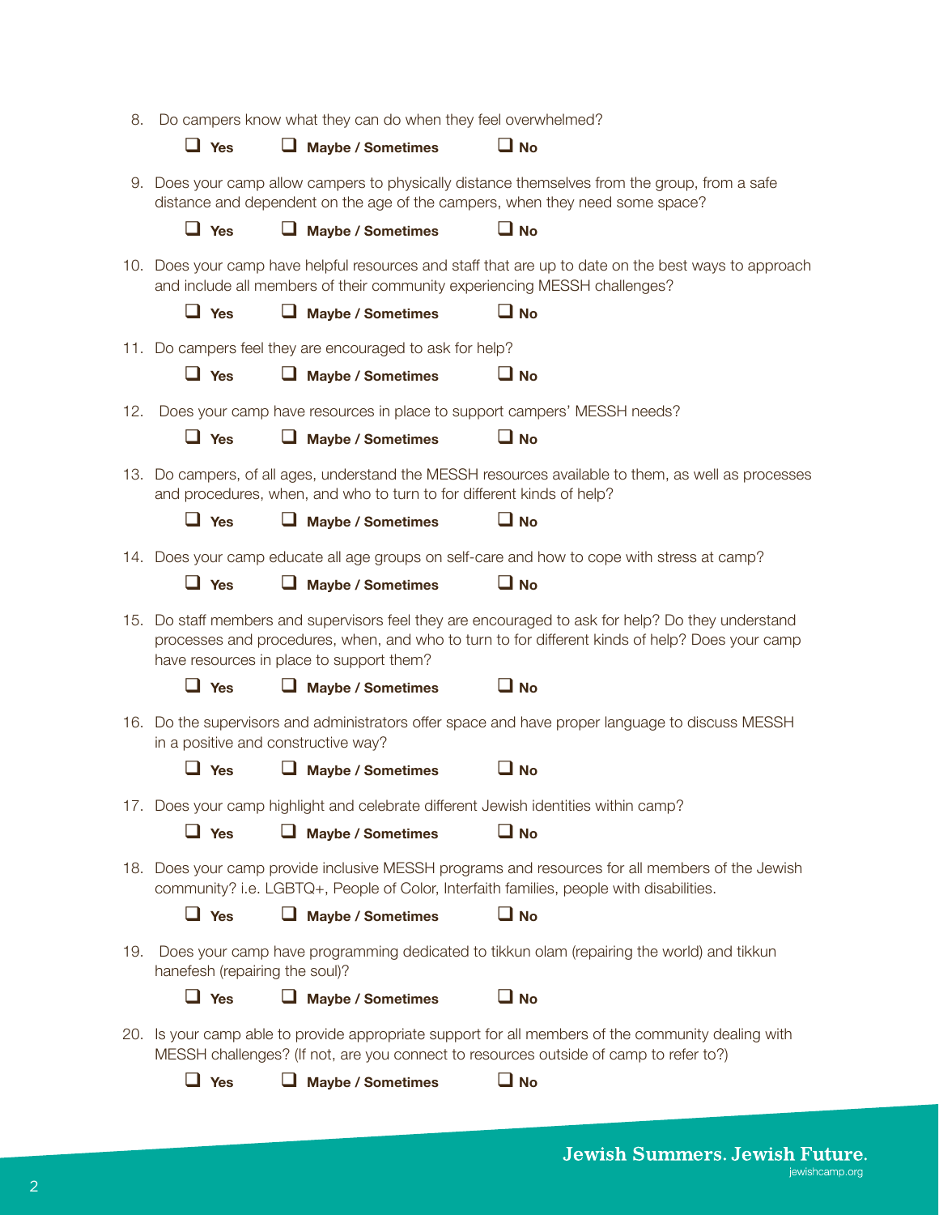8. Do campers know what they can do when they feel overwhelmed?

   ❑ **Yes** ❑ **Maybe / Sometimes** ❑ **No**

9. Does your camp allow campers to physically distance themselves from the group, from a safe distance and dependent on the age of the campers, when they need some space?

   ❑ **Yes** ❑ **Maybe / Sometimes** ❑ **No**

10. Does your camp have helpful resources and staff that are up to date on the best ways to approach and include all members of their community experiencing MESSH challenges?

    ❑ **Yes** ❑ **Maybe / Sometimes** ❑ **No**

11. Do campers feel they are encouraged to ask for help?

    ❑ **Yes** ❑ **Maybe / Sometimes** ❑ **No**

12. Does your camp have resources in place to support campers' MESSH needs?

    ❑ **Yes** ❑ **Maybe / Sometimes** ❑ **No**

13. Do campers, of all ages, understand the MESSH resources available to them, as well as processes and procedures, when, and who to turn to for different kinds of help?

    ❑ **Yes** ❑ **Maybe / Sometimes** ❑ **No**

14. Does your camp educate all age groups on self-care and how to cope with stress at camp?

    ❑ **Yes** ❑ **Maybe / Sometimes** ❑ **No**

15. Do staff members and supervisors feel they are encouraged to ask for help? Do they understand processes and procedures, when, and who to turn to for different kinds of help? Does your camp have resources in place to support them?

    ❑ **Yes** ❑ **Maybe / Sometimes** ❑ **No**

16. Do the supervisors and administrators offer space and have proper language to discuss MESSH in a positive and constructive way?

    ❑ **Yes** ❑ **Maybe / Sometimes** ❑ **No**

17. Does your camp highlight and celebrate different Jewish identities within camp?

    ❑ **Yes** ❑ **Maybe / Sometimes** ❑ **No**

18. Does your camp provide inclusive MESSH programs and resources for all members of the Jewish community? i.e. LGBTQ+, People of Color, Interfaith families, people with disabilities.

    ❑ **Yes** ❑ **Maybe / Sometimes** ❑ **No**

19. Does your camp have programming dedicated to tikkun olam (repairing the world) and tikkun hanefesh (repairing the soul)?

    ❑ **Yes** ❑ **Maybe / Sometimes** ❑ **No**

20. Is your camp able to provide appropriate support for all members of the community dealing with MESSH challenges? (If not, are you connect to resources outside of camp to refer to?)

    ❑ **Yes** ❑ **Maybe / Sometimes** ❑ **No**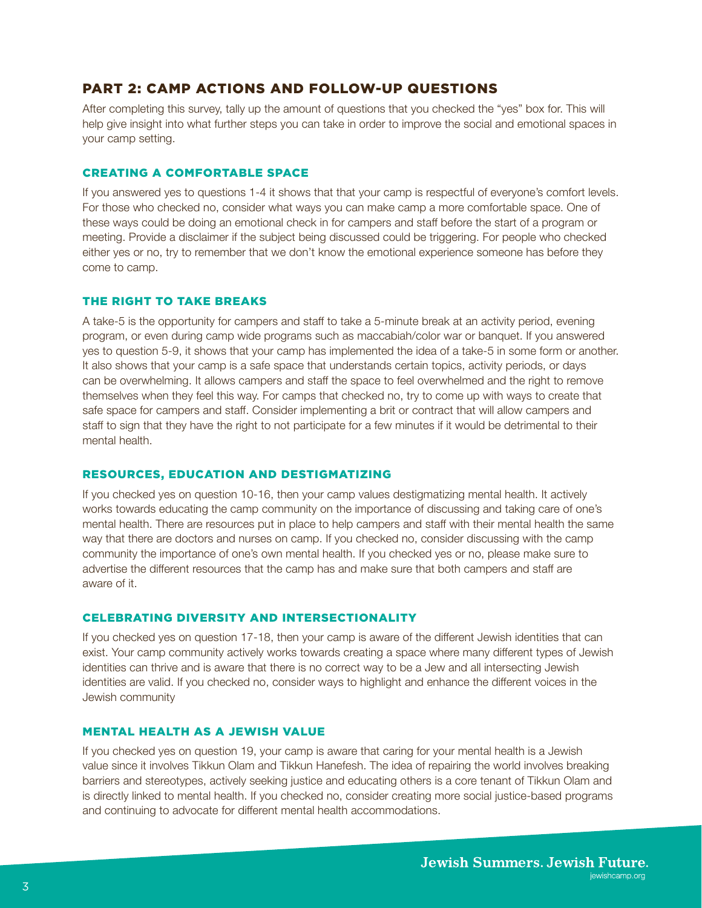## PART 2: CAMP ACTIONS AND FOLLOW-UP QUESTIONS

After completing this survey, tally up the amount of questions that you checked the "yes" box for. This will help give insight into what further steps you can take in order to improve the social and emotional spaces in your camp setting.

### CREATING A COMFORTABLE SPACE

If you answered yes to questions 1-4 it shows that that your camp is respectful of everyone's comfort levels. For those who checked no, consider what ways you can make camp a more comfortable space. One of these ways could be doing an emotional check in for campers and staff before the start of a program or meeting. Provide a disclaimer if the subject being discussed could be triggering. For people who checked either yes or no, try to remember that we don't know the emotional experience someone has before they come to camp.

### THE RIGHT TO TAKE BREAKS

A take-5 is the opportunity for campers and staff to take a 5-minute break at an activity period, evening program, or even during camp wide programs such as maccabiah/color war or banquet. If you answered yes to question 5-9, it shows that your camp has implemented the idea of a take-5 in some form or another. It also shows that your camp is a safe space that understands certain topics, activity periods, or days can be overwhelming. It allows campers and staff the space to feel overwhelmed and the right to remove themselves when they feel this way. For camps that checked no, try to come up with ways to create that safe space for campers and staff. Consider implementing a brit or contract that will allow campers and staff to sign that they have the right to not participate for a few minutes if it would be detrimental to their mental health.

### RESOURCES, EDUCATION AND DESTIGMATIZING

If you checked yes on question 10-16, then your camp values destigmatizing mental health. It actively works towards educating the camp community on the importance of discussing and taking care of one's mental health. There are resources put in place to help campers and staff with their mental health the same way that there are doctors and nurses on camp. If you checked no, consider discussing with the camp community the importance of one's own mental health. If you checked yes or no, please make sure to advertise the different resources that the camp has and make sure that both campers and staff are aware of it.

### CELEBRATING DIVERSITY AND INTERSECTIONALITY

If you checked yes on question 17-18, then your camp is aware of the different Jewish identities that can exist. Your camp community actively works towards creating a space where many different types of Jewish identities can thrive and is aware that there is no correct way to be a Jew and all intersecting Jewish identities are valid. If you checked no, consider ways to highlight and enhance the different voices in the Jewish community

### MENTAL HEALTH AS A JEWISH VALUE

If you checked yes on question 19, your camp is aware that caring for your mental health is a Jewish value since it involves Tikkun Olam and Tikkun Hanefesh. The idea of repairing the world involves breaking barriers and stereotypes, actively seeking justice and educating others is a core tenant of Tikkun Olam and is directly linked to mental health. If you checked no, consider creating more social justice-based programs and continuing to advocate for different mental health accommodations.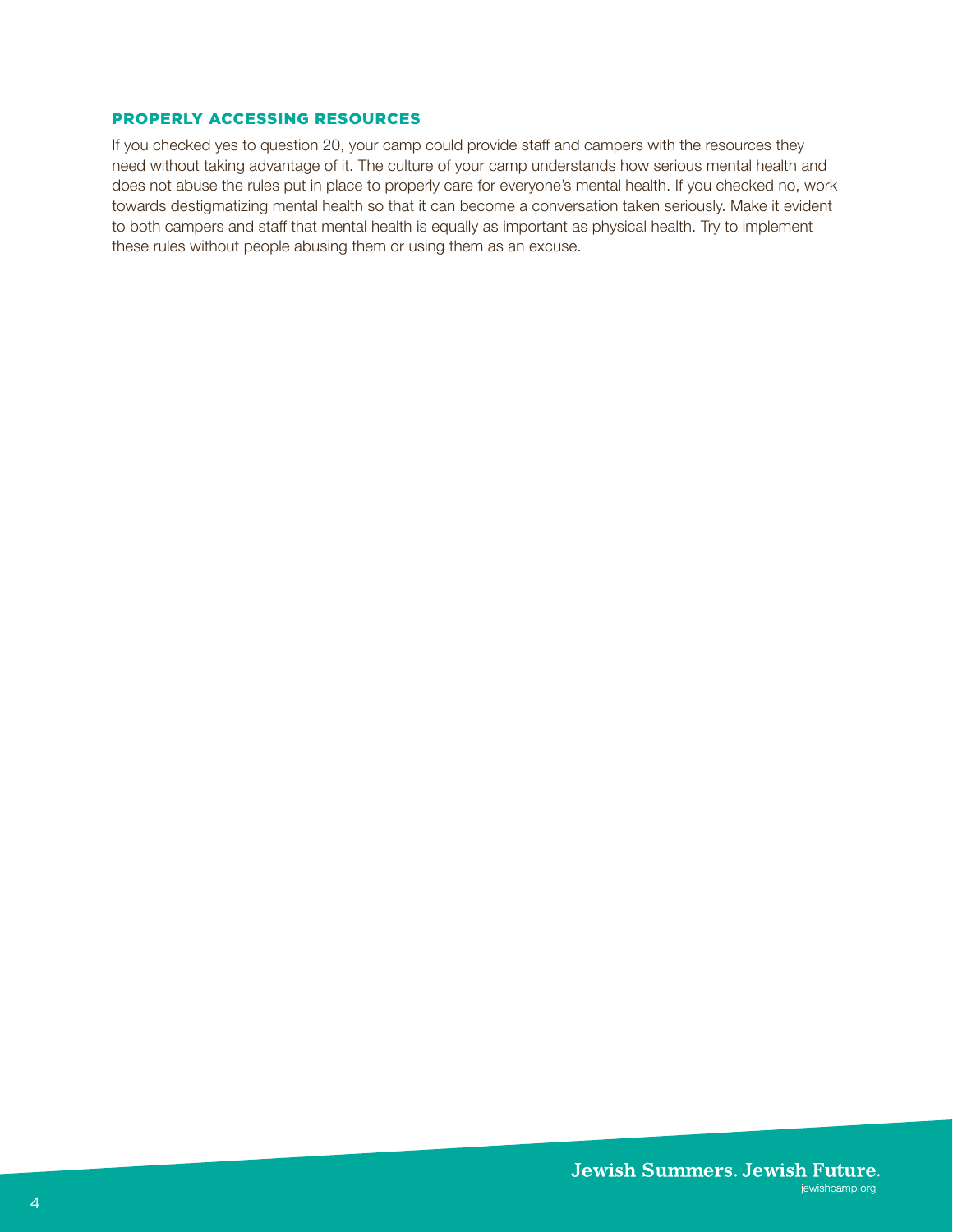## PROPERLY ACCESSING RESOURCES

If you checked yes to question 20, your camp could provide staff and campers with the resources they need without taking advantage of it. The culture of your camp understands how serious mental health and does not abuse the rules put in place to properly care for everyone's mental health. If you checked no, work towards destigmatizing mental health so that it can become a conversation taken seriously. Make it evident to both campers and staff that mental health is equally as important as physical health. Try to implement these rules without people abusing them or using them as an excuse.